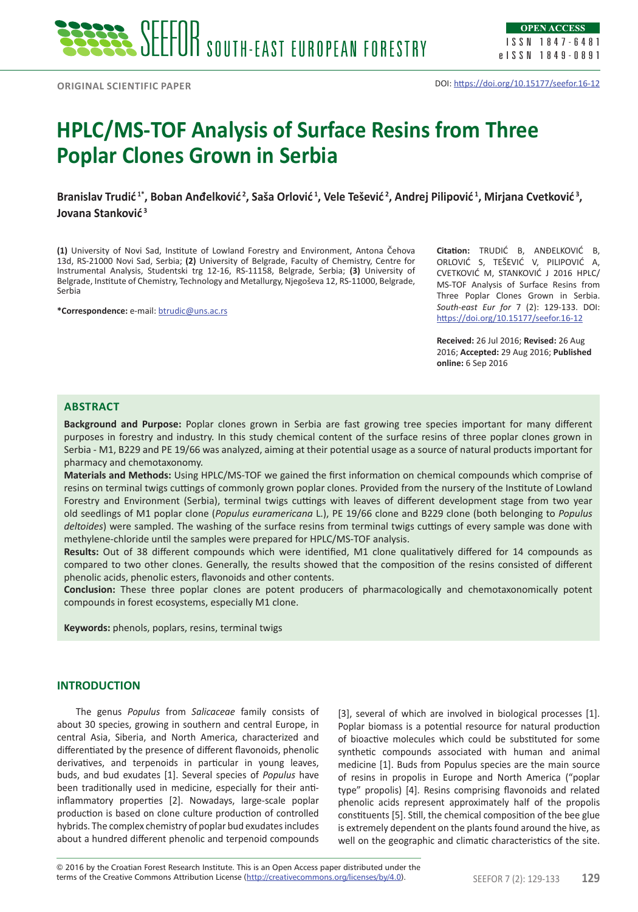ORIGINAL SCIENTIFIC PAPER

DOI: https://doi.org/10.15177/seefor.16-12

# HPLC/MS-TOF Analysis of Surface Resins from Three Poplar Clones Grown in Serbia

**Branislav Trudić [1*], Boban Anđelković [2], Saša Orlović [1], Vele Tešević [2], Andrej Pilipović [1], Mirjana Cvetković [3], Jovana Stanković [3]**

**(1)** University of Novi Sad, Institute of Lowland Forestry and Environment, Antona Čehova 13d, RS-21000 Novi Sad, Serbia; **(2)** University of Belgrade, Faculty of Chemistry, Centre for Instrumental Analysis, Studentski trg 12-16, RS-11158, Belgrade, Serbia; **(3)** University of Belgrade, Institute of Chemistry, Technology and Metallurgy, Njegoševa 12, RS-11000, Belgrade, Serbia

**\*Correspondence:** e-mail: btrudic@uns.ac.rs

**Citation:** TRUDIĆ B, ANĐELKOVIĆ B, ORLOVIĆ S, TEŠEVIĆ V, PILIPOVIĆ A, CVETKOVIĆ M, STANKOVIĆ J 2016 HPLC/MS-TOF Analysis of Surface Resins from Three Poplar Clones Grown in Serbia. *South-east Eur for* 7 (2): 129-133. DOI: https://doi.org/10.15177/seefor.16-12

**Received:** 26 Jul 2016; **Revised:** 26 Aug 2016; **Accepted:** 29 Aug 2016; **Published online:** 6 Sep 2016

## ABSTRACT

**Background and Purpose:** Poplar clones grown in Serbia are fast growing tree species important for many different purposes in forestry and industry. In this study chemical content of the surface resins of three poplar clones grown in Serbia - M1, B229 and PE 19/66 was analyzed, aiming at their potential usage as a source of natural products important for pharmacy and chemotaxonomy.

**Materials and Methods:** Using HPLC/MS-TOF we gained the first information on chemical compounds which comprise of resins on terminal twigs cuttings of commonly grown poplar clones. Provided from the nursery of the Institute of Lowland Forestry and Environment (Serbia), terminal twigs cuttings with leaves of different development stage from two year old seedlings of M1 poplar clone (*Populus euramericana* L.), PE 19/66 clone and B229 clone (both belonging to *Populus deltoides*) were sampled. The washing of the surface resins from terminal twigs cuttings of every sample was done with methylene-chloride until the samples were prepared for HPLC/MS-TOF analysis.

**Results:** Out of 38 different compounds which were identified, M1 clone qualitatively differed for 14 compounds as compared to two other clones. Generally, the results showed that the composition of the resins consisted of different phenolic acids, phenolic esters, flavonoids and other contents.

**Conclusion:** These three poplar clones are potent producers of pharmacologically and chemotaxonomically potent compounds in forest ecosystems, especially M1 clone.

**Keywords:** phenols, poplars, resins, terminal twigs

## INTRODUCTION

The genus *Populus* from *Salicaceae* family consists of about 30 species, growing in southern and central Europe, in central Asia, Siberia, and North America, characterized and differentiated by the presence of different flavonoids, phenolic derivatives, and terpenoids in particular in young leaves, buds, and bud exudates [1]. Several species of *Populus* have been traditionally used in medicine, especially for their anti-inflammatory properties [2]. Nowadays, large-scale poplar production is based on clone culture production of controlled hybrids. The complex chemistry of poplar bud exudates includes about a hundred different phenolic and terpenoid compounds [3], several of which are involved in biological processes [1]. Poplar biomass is a potential resource for natural production of bioactive molecules which could be substituted for some synthetic compounds associated with human and animal medicine [1]. Buds from Populus species are the main source of resins in propolis in Europe and North America ("poplar type" propolis) [4]. Resins comprising flavonoids and related phenolic acids represent approximately half of the propolis constituents [5]. Still, the chemical composition of the bee glue is extremely dependent on the plants found around the hive, as well on the geographic and climatic characteristics of the site.

© 2016 by the Croatian Forest Research Institute. This is an Open Access paper distributed under the terms of the Creative Commons Attribution License (http://creativecommons.org/licenses/by/4.0).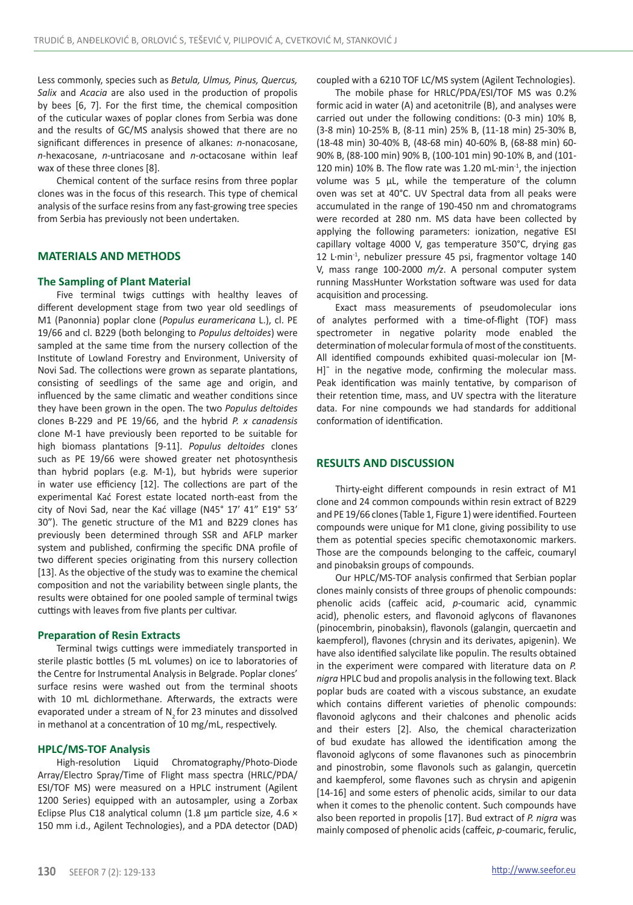Less commonly, species such as *Betula, Ulmus, Pinus, Quercus, Salix* and *Acacia* are also used in the production of propolis by bees [6, 7]. For the first time, the chemical composition of the cuticular waxes of poplar clones from Serbia was done and the results of GC/MS analysis showed that there are no significant differences in presence of alkanes: *n*-nonacosane, *n*-hexacosane, *n*-untriacosane and *n*-octacosane within leaf wax of these three clones [8].

Chemical content of the surface resins from three poplar clones was in the focus of this research. This type of chemical analysis of the surface resins from any fast-growing tree species from Serbia has previously not been undertaken.

## MATERIALS AND METHODS

### The Sampling of Plant Material

Five terminal twigs cuttings with healthy leaves of different development stage from two year old seedlings of M1 (Panonnia) poplar clone (*Populus euramericana* L.), cl. PE 19/66 and cl. B229 (both belonging to *Populus deltoides*) were sampled at the same time from the nursery collection of the Institute of Lowland Forestry and Environment, University of Novi Sad. The collections were grown as separate plantations, consisting of seedlings of the same age and origin, and influenced by the same climatic and weather conditions since they have been grown in the open. The two *Populus deltoides* clones B-229 and PE 19/66, and the hybrid *P. x canadensis* clone M-1 have previously been reported to be suitable for high biomass plantations [9-11]. *Populus deltoides* clones such as PE 19/66 were showed greater net photosynthesis than hybrid poplars (e.g. M-1), but hybrids were superior in water use efficiency [12]. The collections are part of the experimental Kać Forest estate located north-east from the city of Novi Sad, near the Kać village (N45° 17' 41" E19° 53' 30"). The genetic structure of the M1 and B229 clones has previously been determined through SSR and AFLP marker system and published, confirming the specific DNA profile of two different species originating from this nursery collection [13]. As the objective of the study was to examine the chemical composition and not the variability between single plants, the results were obtained for one pooled sample of terminal twigs cuttings with leaves from five plants per cultivar.

### Preparation of Resin Extracts

Terminal twigs cuttings were immediately transported in sterile plastic bottles (5 mL volumes) on ice to laboratories of the Centre for Instrumental Analysis in Belgrade. Poplar clones' surface resins were washed out from the terminal shoots with 10 mL dichlormethane. Afterwards, the extracts were evaporated under a stream of $N_2$ for 23 minutes and dissolved in methanol at a concentration of 10 mg/mL, respectively.

### HPLC/MS-TOF Analysis

High-resolution Liquid Chromatography/Photo-Diode Array/Electro Spray/Time of Flight mass spectra (HRLC/PDA/ESI/TOF MS) were measured on a HPLC instrument (Agilent 1200 Series) equipped with an autosampler, using a Zorbax Eclipse Plus C18 analytical column (1.8 µm particle size, 4.6 × 150 mm i.d., Agilent Technologies), and a PDA detector (DAD) coupled with a 6210 TOF LC/MS system (Agilent Technologies).

The mobile phase for HRLC/PDA/ESI/TOF MS was 0.2% formic acid in water (A) and acetonitrile (B), and analyses were carried out under the following conditions: (0-3 min) 10% B, (3-8 min) 10-25% B, (8-11 min) 25% B, (11-18 min) 25-30% B, (18-48 min) 30-40% B, (48-68 min) 40-60% B, (68-88 min) 60-90% B, (88-100 min) 90% B, (100-101 min) 90-10% B, and (101-120 min) 10% B. The flow rate was 1.20 mL·min$^{-1}$, the injection volume was 5 µL, while the temperature of the column oven was set at 40°C. UV Spectral data from all peaks were accumulated in the range of 190-450 nm and chromatograms were recorded at 280 nm. MS data have been collected by applying the following parameters: ionization, negative ESI capillary voltage 4000 V, gas temperature 350°C, drying gas 12 L·min$^{-1}$, nebulizer pressure 45 psi, fragmentor voltage 140 V, mass range 100-2000 *m/z*. A personal computer system running MassHunter Workstation software was used for data acquisition and processing.

Exact mass measurements of pseudomolecular ions of analytes performed with a time-of-flight (TOF) mass spectrometer in negative polarity mode enabled the determination of molecular formula of most of the constituents. All identified compounds exhibited quasi-molecular ion $[M-H]^-$ in the negative mode, confirming the molecular mass. Peak identification was mainly tentative, by comparison of their retention time, mass, and UV spectra with the literature data. For nine compounds we had standards for additional conformation of identification.

## RESULTS AND DISCUSSION

Thirty-eight different compounds in resin extract of M1 clone and 24 common compounds within resin extract of B229 and PE 19/66 clones (Table 1, Figure 1) were identified. Fourteen compounds were unique for M1 clone, giving possibility to use them as potential species specific chemotaxonomic markers. Those are the compounds belonging to the caffeic, coumaryl and pinobaksin groups of compounds.

Our HPLC/MS-TOF analysis confirmed that Serbian poplar clones mainly consists of three groups of phenolic compounds: phenolic acids (caffeic acid, *p*-coumaric acid, cynammic acid), phenolic esters, and flavonoid aglycons of flavanones (pinocembrin, pinobaksin), flavonols (galangin, quercaetin and kaempferol), flavones (chrysin and its derivates, apigenin). We have also identified salycilate like populin. The results obtained in the experiment were compared with literature data on *P. nigra* HPLC bud and propolis analysis in the following text. Black poplar buds are coated with a viscous substance, an exudate which contains different varieties of phenolic compounds: flavonoid aglycons and their chalcones and phenolic acids and their esters [2]. Also, the chemical characterization of bud exudate has allowed the identification among the flavonoid aglycons of some flavanones such as pinocembrin and pinostrobin, some flavonols such as galangin, quercetin and kaempferol, some flavones such as chrysin and apigenin [14-16] and some esters of phenolic acids, similar to our data when it comes to the phenolic content. Such compounds have also been reported in propolis [17]. Bud extract of *P. nigra* was mainly composed of phenolic acids (caffeic, *p*-coumaric, ferulic,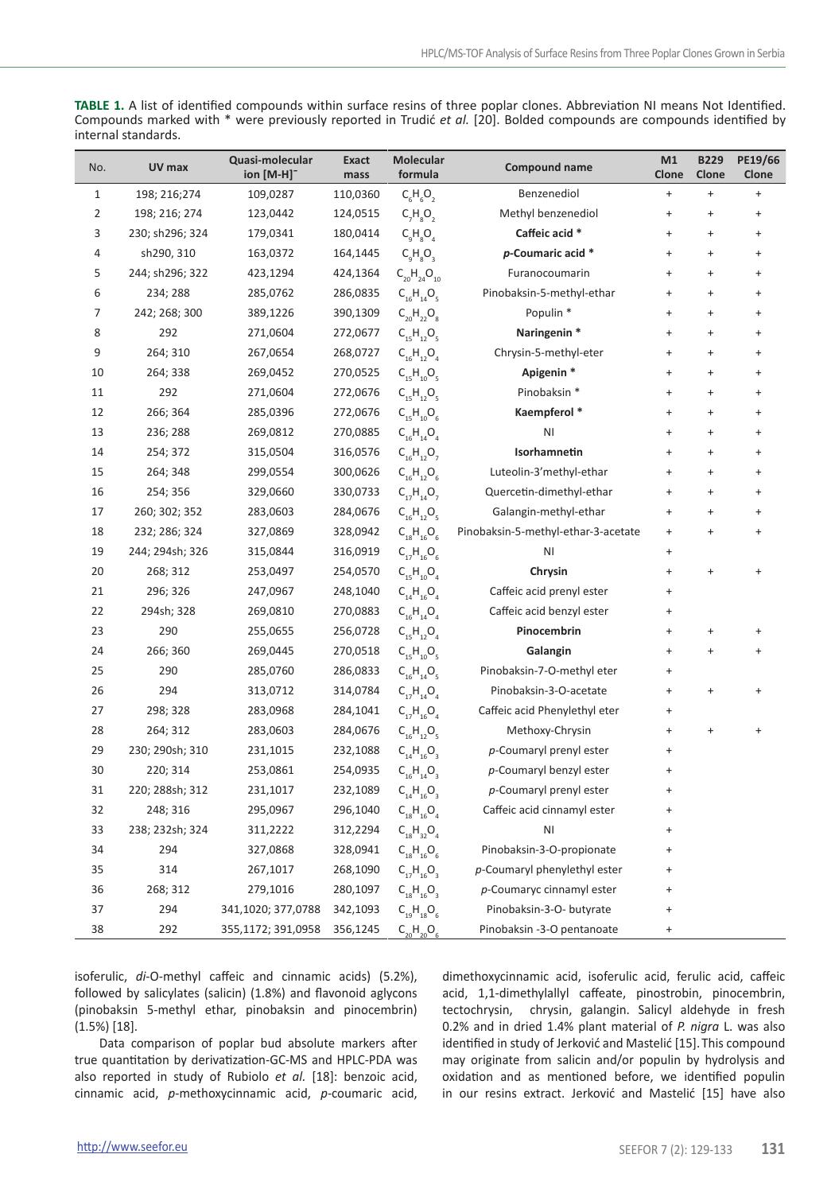**TABLE 1.** A list of identified compounds within surface resins of three poplar clones. Abbreviation NI means Not Identified. Compounds marked with * were previously reported in Trudić *et al.* [20]. Bolded compounds are compounds identified by internal standards.

| No. | UV max | Quasi-molecular ion [M-H]⁻ | Exact mass | Molecular formula | Compound name | M1 Clone | B229 Clone | PE19/66 Clone |
|---|---|---|---|---|---|---|---|---|
| 1 | 198; 216;274 | 109,0287 | 110,0360 | $C_6H_6O_2$ | Benzenediol | + | + | + |
| 2 | 198; 216; 274 | 123,0442 | 124,0515 | $C_7H_8O_2$ | Methyl benzenediol | + | + | + |
| 3 | 230; sh296; 324 | 179,0341 | 180,0414 | $C_9H_8O_4$ | **Caffeic acid *** | + | + | + |
| 4 | sh290, 310 | 163,0372 | 164,1445 | $C_9H_8O_3$ | ***p*-Coumaric acid *** | + | + | + |
| 5 | 244; sh296; 322 | 423,1294 | 424,1364 | $C_{20}H_{24}O_{10}$ | Furanocoumarin | + | + | + |
| 6 | 234; 288 | 285,0762 | 286,0835 | $C_{16}H_{14}O_5$ | Pinobaksin-5-methyl-ethar | + | + | + |
| 7 | 242; 268; 300 | 389,1226 | 390,1309 | $C_{20}H_{22}O_8$ | Populin * | + | + | + |
| 8 | 292 | 271,0604 | 272,0677 | $C_{15}H_{12}O_5$ | **Naringenin *** | + | + | + |
| 9 | 264; 310 | 267,0654 | 268,0727 | $C_{16}H_{12}O_4$ | Chrysin-5-methyl-eter | + | + | + |
| 10 | 264; 338 | 269,0452 | 270,0525 | $C_{15}H_{10}O_5$ | **Apigenin *** | + | + | + |
| 11 | 292 | 271,0604 | 272,0676 | $C_{15}H_{12}O_5$ | Pinobaksin * | + | + | + |
| 12 | 266; 364 | 285,0396 | 272,0676 | $C_{15}H_{10}O_6$ | **Kaempferol *** | + | + | + |
| 13 | 236; 288 | 269,0812 | 270,0885 | $C_{16}H_{14}O_4$ | NI | + | + | + |
| 14 | 254; 372 | 315,0504 | 316,0576 | $C_{16}H_{12}O_7$ | **Isorhamnetin** | + | + | + |
| 15 | 264; 348 | 299,0554 | 300,0626 | $C_{16}H_{12}O_6$ | Luteolin-3'methyl-ethar | + | + | + |
| 16 | 254; 356 | 329,0660 | 330,0733 | $C_{17}H_{14}O_7$ | Quercetin-dimethyl-ethar | + | + | + |
| 17 | 260; 302; 352 | 283,0603 | 284,0676 | $C_{16}H_{12}O_5$ | Galangin-methyl-ethar | + | + | + |
| 18 | 232; 286; 324 | 327,0869 | 328,0942 | $C_{18}H_{16}O_6$ | Pinobaksin-5-methyl-ethar-3-acetate | + | + | + |
| 19 | 244; 294sh; 326 | 315,0844 | 316,0919 | $C_{17}H_{16}O_6$ | NI | + | | |
| 20 | 268; 312 | 253,0497 | 254,0570 | $C_{15}H_{10}O_4$ | **Chrysin** | + | + | + |
| 21 | 296; 326 | 247,0967 | 248,1040 | $C_{14}H_{16}O_4$ | Caffeic acid prenyl ester | + | | |
| 22 | 294sh; 328 | 269,0810 | 270,0883 | $C_{16}H_{14}O_4$ | Caffeic acid benzyl ester | + | | |
| 23 | 290 | 255,0655 | 256,0728 | $C_{15}H_{12}O_4$ | **Pinocembrin** | + | + | + |
| 24 | 266; 360 | 269,0445 | 270,0518 | $C_{15}H_{10}O_5$ | **Galangin** | + | + | + |
| 25 | 290 | 285,0760 | 286,0833 | $C_{16}H_{14}O_5$ | Pinobaksin-7-O-methyl eter | + | | |
| 26 | 294 | 313,0712 | 314,0784 | $C_{17}H_{14}O_4$ | Pinobaksin-3-O-acetate | + | + | + |
| 27 | 298; 328 | 283,0968 | 284,1041 | $C_{17}H_{16}O_4$ | Caffeic acid Phenylethyl eter | + | | |
| 28 | 264; 312 | 283,0603 | 284,0676 | $C_{16}H_{12}O_5$ | Methoxy-Chrysin | + | + | + |
| 29 | 230; 290sh; 310 | 231,1015 | 232,1088 | $C_{14}H_{16}O_3$ | *p*-Coumaryl prenyl ester | + | | |
| 30 | 220; 314 | 253,0861 | 254,0935 | $C_{16}H_{14}O_3$ | *p*-Coumaryl benzyl ester | + | | |
| 31 | 220; 288sh; 312 | 231,1017 | 232,1089 | $C_{14}H_{16}O_3$ | *p*-Coumaryl prenyl ester | + | | |
| 32 | 248; 316 | 295,0967 | 296,1040 | $C_{18}H_{16}O_4$ | Caffeic acid cinnamyl ester | + | | |
| 33 | 238; 232sh; 324 | 311,2222 | 312,2294 | $C_{18}H_{32}O_4$ | NI | + | | |
| 34 | 294 | 327,0868 | 328,0941 | $C_{18}H_{16}O_6$ | Pinobaksin-3-O-propionate | + | | |
| 35 | 314 | 267,1017 | 268,1090 | $C_{17}H_{16}O_3$ | *p*-Coumaryl phenylethyl ester | + | | |
| 36 | 268; 312 | 279,1016 | 280,1097 | $C_{18}H_{16}O_3$ | *p*-Coumaryc cinnamyl ester | + | | |
| 37 | 294 | 341,1020; 377,0788 | 342,1093 | $C_{19}H_{18}O_6$ | Pinobaksin-3-O- butyrate | + | | |
| 38 | 292 | 355,1172; 391,0958 | 356,1245 | $C_{20}H_{20}O_6$ | Pinobaksin -3-O pentanoate | + | | |

isoferulic, *di*-O-methyl caffeic and cinnamic acids) (5.2%), followed by salicylates (salicin) (1.8%) and flavonoid aglycons (pinobaksin 5-methyl ethar, pinobaksin and pinocembrin) (1.5%) [18].

Data comparison of poplar bud absolute markers after true quantitation by derivatization-GC-MS and HPLC-PDA was also reported in study of Rubiolo *et al.* [18]: benzoic acid, cinnamic acid, *p*-methoxycinnamic acid, *p*-coumaric acid, dimethoxycinnamic acid, isoferulic acid, ferulic acid, caffeic acid, 1,1-dimethylallyl caffeate, pinostrobin, pinocembrin, tectochrysin, chrysin, galangin. Salicyl aldehyde in fresh 0.2% and in dried 1.4% plant material of *P. nigra* L. was also identified in study of Jerković and Mastelić [15]. This compound may originate from salicin and/or populin by hydrolysis and oxidation and as mentioned before, we identified populin in our resins extract. Jerković and Mastelić [15] have also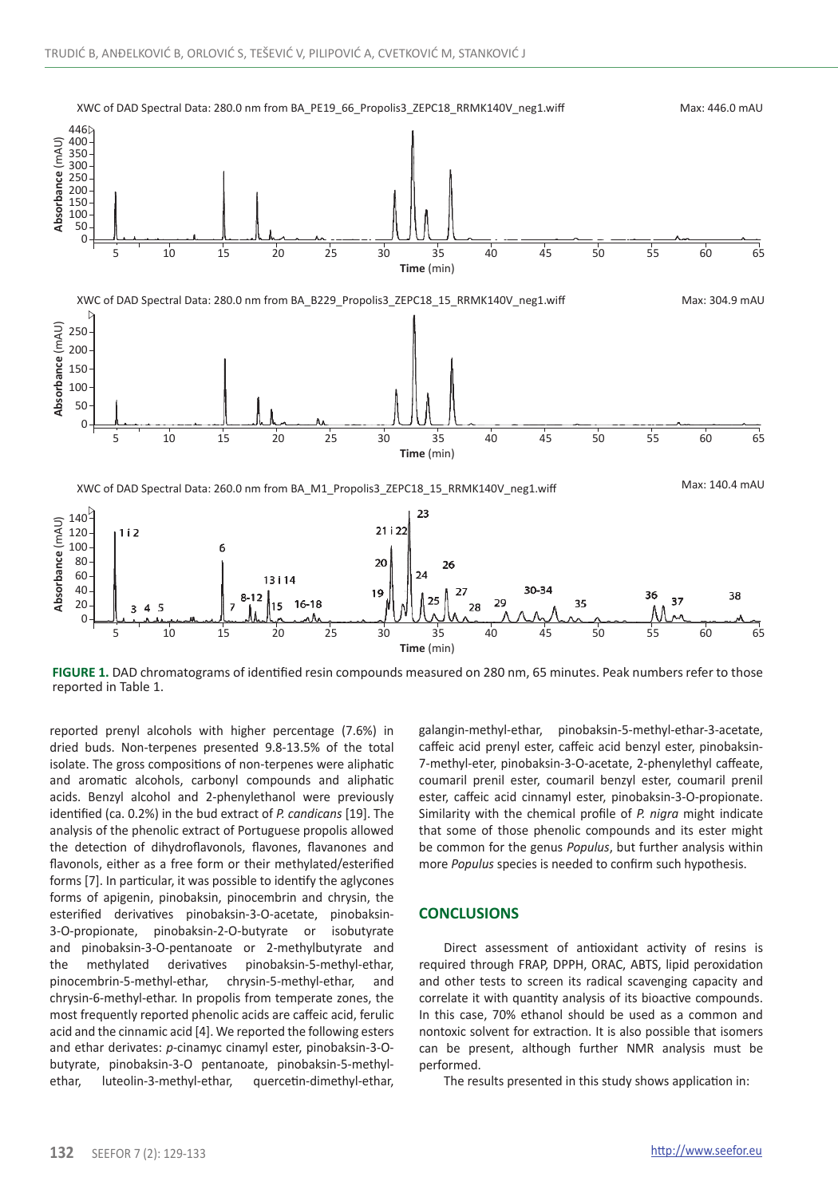FIGURE 1. DAD chromatograms of identified resin compounds measured on 280 nm, 65 minutes. Peak numbers refer to those reported in Table 1.

reported prenyl alcohols with higher percentage (7.6%) in dried buds. Non-terpenes presented 9.8-13.5% of the total isolate. The gross compositions of non-terpenes were aliphatic and aromatic alcohols, carbonyl compounds and aliphatic acids. Benzyl alcohol and 2-phenylethanol were previously identified (ca. 0.2%) in the bud extract of *P. candicans* [19]. The analysis of the phenolic extract of Portuguese propolis allowed the detection of dihydroflavonols, flavones, flavanones and flavonols, either as a free form or their methylated/esterified forms [7]. In particular, it was possible to identify the aglycones forms of apigenin, pinobaksin, pinocembrin and chrysin, the esterified derivatives pinobaksin-3-O-acetate, pinobaksin-3-O-propionate, pinobaksin-2-O-butyrate or isobutyrate and pinobaksin-3-O-pentanoate or 2-methylbutyrate and the methylated derivatives pinobaksin-5-methyl-ethar, pinocembrin-5-methyl-ethar, chrysin-5-methyl-ethar, and chrysin-6-methyl-ethar. In propolis from temperate zones, the most frequently reported phenolic acids are caffeic acid, ferulic acid and the cinnamic acid [4]. We reported the following esters and ethar derivates: *p*-cinamyc cinamyl ester, pinobaksin-3-O-butyrate, pinobaksin-3-O pentanoate, pinobaksin-5-methyl-ethar, luteolin-3-methyl-ethar, quercetin-dimethyl-ethar, galangin-methyl-ethar, pinobaksin-5-methyl-ethar-3-acetate, caffeic acid prenyl ester, caffeic acid benzyl ester, pinobaksin-7-methyl-eter, pinobaksin-3-O-acetate, 2-phenylethyl caffeate, coumaril prenil ester, coumaril benzyl ester, coumaril prenil ester, caffeic acid cinnamyl ester, pinobaksin-3-O-propionate. Similarity with the chemical profile of *P. nigra* might indicate that some of those phenolic compounds and its ester might be common for the genus *Populus*, but further analysis within more *Populus* species is needed to confirm such hypothesis.

## CONCLUSIONS

Direct assessment of antioxidant activity of resins is required through FRAP, DPPH, ORAC, ABTS, lipid peroxidation and other tests to screen its radical scavenging capacity and correlate it with quantity analysis of its bioactive compounds. In this case, 70% ethanol should be used as a common and nontoxic solvent for extraction. It is also possible that isomers can be present, although further NMR analysis must be performed.

The results presented in this study shows application in: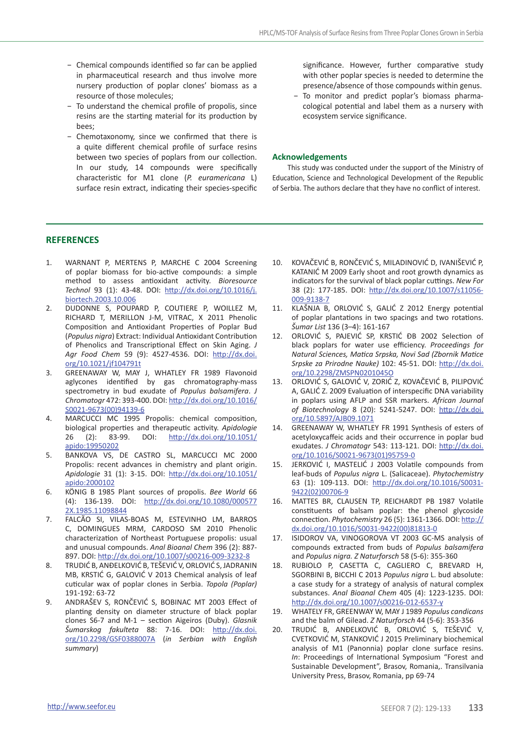- Chemical compounds identified so far can be applied in pharmaceutical research and thus involve more nursery production of poplar clones' biomass as a resource of those molecules;
- To understand the chemical profile of propolis, since resins are the starting material for its production by bees;
- Chemotaxonomy, since we confirmed that there is a quite different chemical profile of surface resins between two species of poplars from our collection. In our study, 14 compounds were specifically characteristic for M1 clone (*P. euramericana* L) surface resin extract, indicating their species-specific significance. However, further comparative study with other poplar species is needed to determine the presence/absence of those compounds within genus.
- To monitor and predict poplar's biomass pharmacological potential and label them as a nursery with ecosystem service significance.

### Acknowledgements

This study was conducted under the support of the Ministry of Education, Science and Technological Development of the Republic of Serbia. The authors declare that they have no conflict of interest.

## REFERENCES

1. WARNANT P, MERTENS P, MARCHE C 2004 Screening of poplar biomass for bio-active compounds: a simple method to assess antioxidant activity. *Bioresource Technol* 93 (1): 43-48. DOI: http://dx.doi.org/10.1016/j.biortech.2003.10.006
2. DUDONNE S, POUPARD P, COUTIERE P, WOILLEZ M, RICHARD T, MERILLON J-M, VITRAC, X 2011 Phenolic Composition and Antioxidant Properties of Poplar Bud (*Populus nigra*) Extract: Individual Antioxidant Contribution of Phenolics and Transcriptional Effect on Skin Aging. *J Agr Food Chem* 59 (9): 4527-4536. DOI: http://dx.doi.org/10.1021/jf104791t
3. GREENAWAY W, MAY J, WHATLEY FR 1989 Flavonoid aglycones identified by gas chromatography-mass spectrometry in bud exudate of *Populus balsamifera*. *J Chromatogr* 472: 393-400. DOI: http://dx.doi.org/10.1016/S0021-9673(00)94139-6
4. MARCUCCI MC 1995 Propolis: chemical composition, biological properties and therapeutic activity. *Apidologie* 26 (2): 83-99. DOI: http://dx.doi.org/10.1051/apido:19950202
5. BANKOVA VS, DE CASTRO SL, MARCUCCI MC 2000 Propolis: recent advances in chemistry and plant origin. *Apidologie* 31 (1): 3-15. DOI: http://dx.doi.org/10.1051/apido:2000102
6. KÖNIG B 1985 Plant sources of propolis. *Bee World* 66 (4): 136-139. DOI: http://dx.doi.org/10.1080/0005772X.1985.11098844
7. FALCÃO SI, VILAS-BOAS M, ESTEVINHO LM, BARROS C, DOMINGUES MRM, CARDOSO SM 2010 Phenolic characterization of Northeast Portuguese propolis: usual and unusual compounds. *Anal Bioanal Chem* 396 (2): 887-897. DOI: http://dx.doi.org/10.1007/s00216-009-3232-8
8. TRUDIĆ B, ANĐELKOVIĆ B, TEŠEVIĆ V, ORLOVIĆ S, JADRANIN MB, KRSTIĆ G, GALOVIĆ V 2013 Chemical analysis of leaf cuticular wax of poplar clones in Serbia. *Topola (Poplar)* 191-192: 63-72
9. ANDRAŠEV S, RONČEVIĆ S, BOBINAC MT 2003 Effect of planting density on diameter structure of black poplar clones S6-7 and M-1 – section Aigeiros (Duby). *Glasnik Šumarskog fakulteta* 88: 7-16. DOI: http://dx.doi.org/10.2298/GSF0388007A (*in Serbian with English summary*)
10. KOVAČEVIĆ B, RONČEVIĆ S, MILADINOVIĆ D, IVANIŠEVIĆ P, KATANIĆ M 2009 Early shoot and root growth dynamics as indicators for the survival of black poplar cuttings. *New For* 38 (2): 177-185. DOI: http://dx.doi.org/10.1007/s11056-009-9138-7
11. KLAŠNJA B, ORLOVIĆ S, GALIĆ Z 2012 Energy potential of poplar plantations in two spacings and two rotations. *Šumar List* 136 (3–4): 161-167
12. ORLOVIĆ S, PAJEVIĆ SP, KRSTIĆ ĐB 2002 Selection of black poplars for water use efficiency. *Proceedings for Natural Sciences, Matica Srpska, Novi Sad (Zbornik Matice Srpske za Prirodne Nauke)* 102: 45-51. DOI: http://dx.doi.org/10.2298/ZMSPN0201045O
13. ORLOVIĆ S, GALOVIĆ V, ZORIĆ Z, KOVAČEVIĆ B, PILIPOVIĆ A, GALIĆ Z. 2009 Evaluation of interspecific DNA variability in poplars using AFLP and SSR markers. *African Journal of Biotechnology* 8 (20): 5241-5247. DOI: http://dx.doi.org/10.5897/AJB09.1071
14. GREENAWAY W, WHATLEY FR 1991 Synthesis of esters of acetyloxycaffeic acids and their occurrence in poplar bud exudates. *J Chromatogr* 543: 113-121. DOI: http://dx.doi.org/10.1016/S0021-9673(01)95759-0
15. JERKOVIĆ I, MASTELIĆ J 2003 Volatile compounds from leaf-buds of *Populus nigra* L. (Salicaceae). *Phytochemistry* 63 (1): 109-113. DOI: http://dx.doi.org/10.1016/S0031-9422(02)00706-9
16. MATTES BR, CLAUSEN TP, REICHARDT PB 1987 Volatile constituents of balsam poplar: the phenol glycoside connection. *Phytochemistry* 26 (5): 1361-1366. DOI: http://dx.doi.org/10.1016/S0031-9422(00)81813-0
17. ISIDOROV VA, VINOGOROVA VT 2003 GC-MS analysis of compounds extracted from buds of *Populus balsamifera* and *Populus nigra*. *Z Naturforsch* 58 (5-6): 355-360
18. RUBIOLO P, CASETTA C, CAGLIERO C, BREVARD H, SGORBINI B, BICCHI C 2013 *Populus nigra* L. bud absolute: a case study for a strategy of analysis of natural complex substances. *Anal Bioanal Chem* 405 (4): 1223-1235. DOI: http://dx.doi.org/10.1007/s00216-012-6537-y
19. WHATELY FR, GREENWAY W, MAY J 1989 *Populus candicans* and the balm of Gilead. *Z Naturforsch* 44 (5-6): 353-356
20. TRUDIĆ B, ANĐELKOVIĆ B, ORLOVIĆ S, TEŠEVIĆ V, CVETKOVIĆ M, STANKOVIĆ J 2015 Preliminary biochemical analysis of M1 (Panonnia) poplar clone surface resins. *In*: Proceedings of International Symposium "Forest and Sustainable Development", Brasov, Romania,. Transilvania University Press, Brasov, Romania, pp 69-74